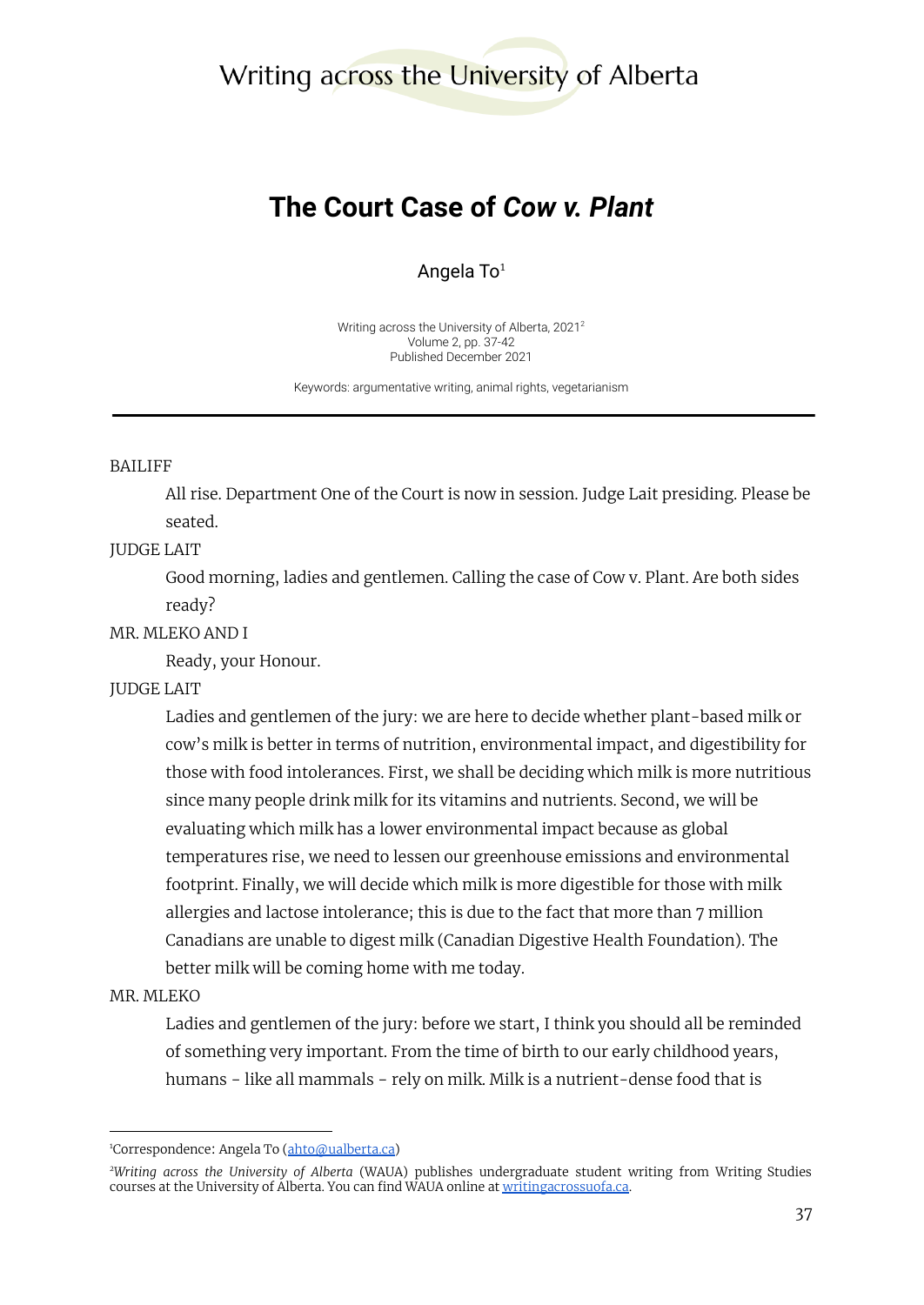# The Court Case of *Cow v. Plant*

Angela To[1]

Writing across the University of Alberta, 2021[2]
Volume 2, pp. 37-42
Published December 2021

Keywords: argumentative writing, animal rights, vegetarianism

---

BAILIFF

> All rise. Department One of the Court is now in session. Judge Lait presiding. Please be seated.

JUDGE LAIT

> Good morning, ladies and gentlemen. Calling the case of Cow v. Plant. Are both sides ready?

MR. MLEKO AND I

> Ready, your Honour.

JUDGE LAIT

> Ladies and gentlemen of the jury: we are here to decide whether plant-based milk or cow's milk is better in terms of nutrition, environmental impact, and digestibility for those with food intolerances. First, we shall be deciding which milk is more nutritious since many people drink milk for its vitamins and nutrients. Second, we will be evaluating which milk has a lower environmental impact because as global temperatures rise, we need to lessen our greenhouse emissions and environmental footprint. Finally, we will decide which milk is more digestible for those with milk allergies and lactose intolerance; this is due to the fact that more than 7 million Canadians are unable to digest milk (Canadian Digestive Health Foundation). The better milk will be coming home with me today.

MR. MLEKO

> Ladies and gentlemen of the jury: before we start, I think you should all be reminded of something very important. From the time of birth to our early childhood years, humans - like all mammals - rely on milk. Milk is a nutrient-dense food that is

---

[1]Correspondence: Angela To (ahto@ualberta.ca)

[2]*Writing across the University of Alberta* (WAUA) publishes undergraduate student writing from Writing Studies courses at the University of Alberta. You can find WAUA online at writingacrossuofa.ca.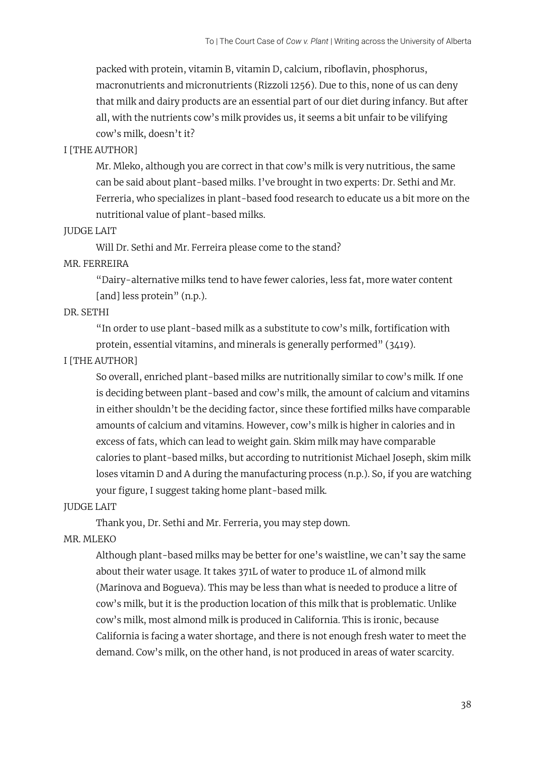packed with protein, vitamin B, vitamin D, calcium, riboflavin, phosphorus, macronutrients and micronutrients (Rizzoli 1256). Due to this, none of us can deny that milk and dairy products are an essential part of our diet during infancy. But after all, with the nutrients cow's milk provides us, it seems a bit unfair to be vilifying cow's milk, doesn't it?

I [THE AUTHOR]

Mr. Mleko, although you are correct in that cow's milk is very nutritious, the same can be said about plant-based milks. I've brought in two experts: Dr. Sethi and Mr. Ferreria, who specializes in plant-based food research to educate us a bit more on the nutritional value of plant-based milks.

JUDGE LAIT

Will Dr. Sethi and Mr. Ferreira please come to the stand?

MR. FERREIRA

"Dairy-alternative milks tend to have fewer calories, less fat, more water content [and] less protein" (n.p.).

DR. SETHI

"In order to use plant-based milk as a substitute to cow's milk, fortification with protein, essential vitamins, and minerals is generally performed" (3419).

I [THE AUTHOR]

So overall, enriched plant-based milks are nutritionally similar to cow's milk. If one is deciding between plant-based and cow's milk, the amount of calcium and vitamins in either shouldn't be the deciding factor, since these fortified milks have comparable amounts of calcium and vitamins. However, cow's milk is higher in calories and in excess of fats, which can lead to weight gain. Skim milk may have comparable calories to plant-based milks, but according to nutritionist Michael Joseph, skim milk loses vitamin D and A during the manufacturing process (n.p.). So, if you are watching your figure, I suggest taking home plant-based milk.

JUDGE LAIT

Thank you, Dr. Sethi and Mr. Ferreria, you may step down.

MR. MLEKO

Although plant-based milks may be better for one's waistline, we can't say the same about their water usage. It takes 371L of water to produce 1L of almond milk (Marinova and Bogueva). This may be less than what is needed to produce a litre of cow's milk, but it is the production location of this milk that is problematic. Unlike cow's milk, most almond milk is produced in California. This is ironic, because California is facing a water shortage, and there is not enough fresh water to meet the demand. Cow's milk, on the other hand, is not produced in areas of water scarcity.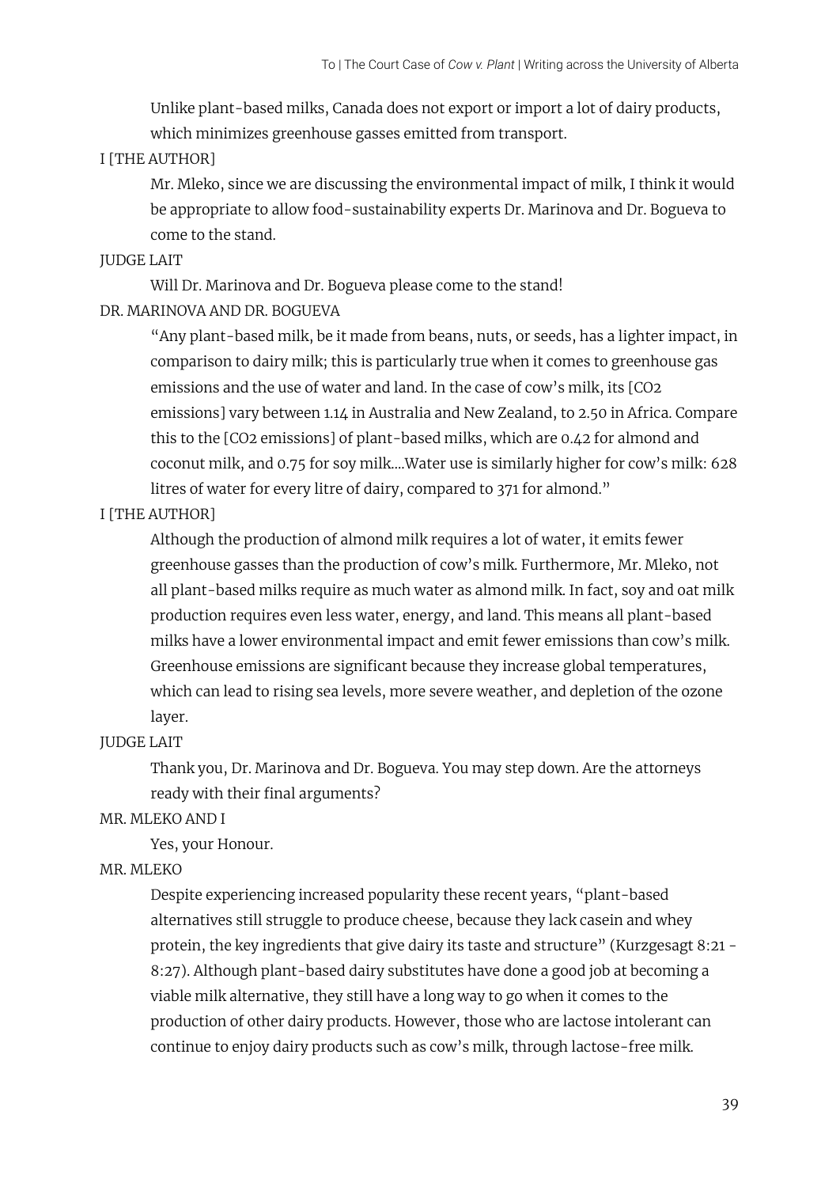Unlike plant-based milks, Canada does not export or import a lot of dairy products, which minimizes greenhouse gasses emitted from transport.

I [THE AUTHOR]

Mr. Mleko, since we are discussing the environmental impact of milk, I think it would be appropriate to allow food-sustainability experts Dr. Marinova and Dr. Bogueva to come to the stand.

JUDGE LAIT

Will Dr. Marinova and Dr. Bogueva please come to the stand!

DR. MARINOVA AND DR. BOGUEVA

"Any plant-based milk, be it made from beans, nuts, or seeds, has a lighter impact, in comparison to dairy milk; this is particularly true when it comes to greenhouse gas emissions and the use of water and land. In the case of cow's milk, its [$CO_2$ emissions] vary between 1.14 in Australia and New Zealand, to 2.50 in Africa. Compare this to the [$CO_2$ emissions] of plant-based milks, which are 0.42 for almond and coconut milk, and 0.75 for soy milk....Water use is similarly higher for cow's milk: 628 litres of water for every litre of dairy, compared to 371 for almond."

I [THE AUTHOR]

Although the production of almond milk requires a lot of water, it emits fewer greenhouse gasses than the production of cow's milk. Furthermore, Mr. Mleko, not all plant-based milks require as much water as almond milk. In fact, soy and oat milk production requires even less water, energy, and land. This means all plant-based milks have a lower environmental impact and emit fewer emissions than cow's milk. Greenhouse emissions are significant because they increase global temperatures, which can lead to rising sea levels, more severe weather, and depletion of the ozone layer.

JUDGE LAIT

Thank you, Dr. Marinova and Dr. Bogueva. You may step down. Are the attorneys ready with their final arguments?

MR. MLEKO AND I

Yes, your Honour.

MR. MLEKO

Despite experiencing increased popularity these recent years, "plant-based alternatives still struggle to produce cheese, because they lack casein and whey protein, the key ingredients that give dairy its taste and structure" (Kurzgesagt 8:21 - 8:27). Although plant-based dairy substitutes have done a good job at becoming a viable milk alternative, they still have a long way to go when it comes to the production of other dairy products. However, those who are lactose intolerant can continue to enjoy dairy products such as cow's milk, through lactose-free milk.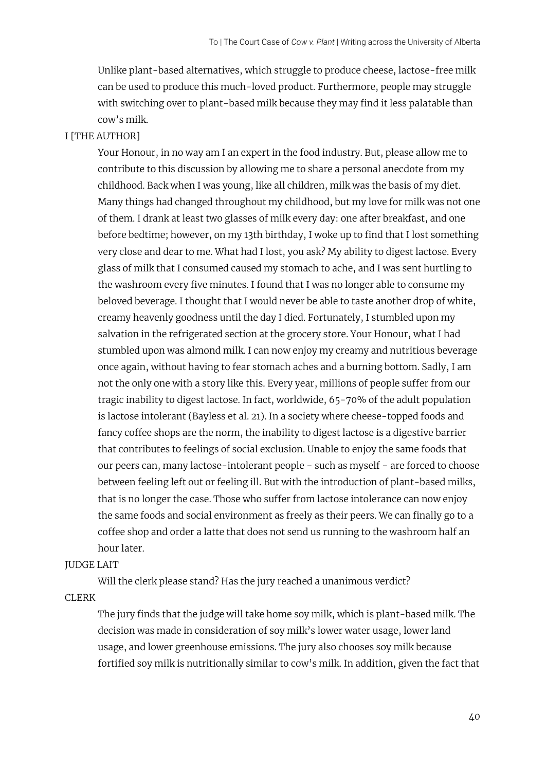Unlike plant-based alternatives, which struggle to produce cheese, lactose-free milk can be used to produce this much-loved product. Furthermore, people may struggle with switching over to plant-based milk because they may find it less palatable than cow's milk.

I [THE AUTHOR]

Your Honour, in no way am I an expert in the food industry. But, please allow me to contribute to this discussion by allowing me to share a personal anecdote from my childhood. Back when I was young, like all children, milk was the basis of my diet. Many things had changed throughout my childhood, but my love for milk was not one of them. I drank at least two glasses of milk every day: one after breakfast, and one before bedtime; however, on my 13th birthday, I woke up to find that I lost something very close and dear to me. What had I lost, you ask? My ability to digest lactose. Every glass of milk that I consumed caused my stomach to ache, and I was sent hurtling to the washroom every five minutes. I found that I was no longer able to consume my beloved beverage. I thought that I would never be able to taste another drop of white, creamy heavenly goodness until the day I died. Fortunately, I stumbled upon my salvation in the refrigerated section at the grocery store. Your Honour, what I had stumbled upon was almond milk. I can now enjoy my creamy and nutritious beverage once again, without having to fear stomach aches and a burning bottom. Sadly, I am not the only one with a story like this. Every year, millions of people suffer from our tragic inability to digest lactose. In fact, worldwide, 65-70% of the adult population is lactose intolerant (Bayless et al. 21). In a society where cheese-topped foods and fancy coffee shops are the norm, the inability to digest lactose is a digestive barrier that contributes to feelings of social exclusion. Unable to enjoy the same foods that our peers can, many lactose-intolerant people - such as myself - are forced to choose between feeling left out or feeling ill. But with the introduction of plant-based milks, that is no longer the case. Those who suffer from lactose intolerance can now enjoy the same foods and social environment as freely as their peers. We can finally go to a coffee shop and order a latte that does not send us running to the washroom half an hour later.

JUDGE LAIT

Will the clerk please stand? Has the jury reached a unanimous verdict?

CLERK

The jury finds that the judge will take home soy milk, which is plant-based milk. The decision was made in consideration of soy milk's lower water usage, lower land usage, and lower greenhouse emissions. The jury also chooses soy milk because fortified soy milk is nutritionally similar to cow's milk. In addition, given the fact that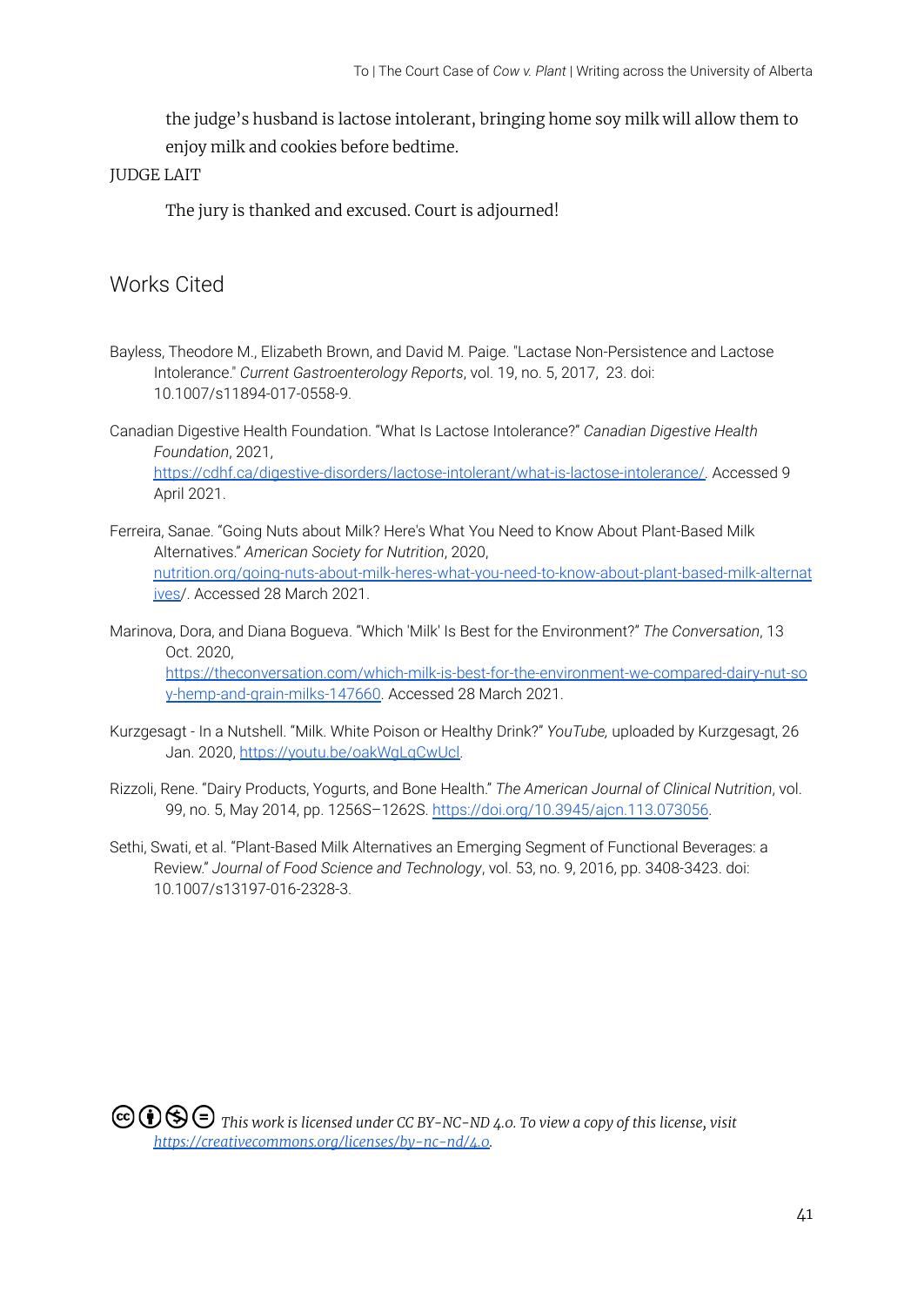the judge's husband is lactose intolerant, bringing home soy milk will allow them to enjoy milk and cookies before bedtime.

JUDGE LAIT

The jury is thanked and excused. Court is adjourned!

## Works Cited

Bayless, Theodore M., Elizabeth Brown, and David M. Paige. "Lactase Non-Persistence and Lactose Intolerance." *Current Gastroenterology Reports*, vol. 19, no. 5, 2017, 23. doi: 10.1007/s11894-017-0558-9.

Canadian Digestive Health Foundation. "What Is Lactose Intolerance?" *Canadian Digestive Health Foundation*, 2021, https://cdhf.ca/digestive-disorders/lactose-intolerant/what-is-lactose-intolerance/. Accessed 9 April 2021.

Ferreira, Sanae. "Going Nuts about Milk? Here's What You Need to Know About Plant-Based Milk Alternatives." *American Society for Nutrition*, 2020, nutrition.org/going-nuts-about-milk-heres-what-you-need-to-know-about-plant-based-milk-alternatives/. Accessed 28 March 2021.

Marinova, Dora, and Diana Bogueva. "Which 'Milk' Is Best for the Environment?" *The Conversation*, 13 Oct. 2020, https://theconversation.com/which-milk-is-best-for-the-environment-we-compared-dairy-nut-soy-hemp-and-grain-milks-147660. Accessed 28 March 2021.

Kurzgesagt - In a Nutshell. "Milk. White Poison or Healthy Drink?" *YouTube,* uploaded by Kurzgesagt, 26 Jan. 2020, https://youtu.be/oakWgLqCwUcl.

Rizzoli, Rene. "Dairy Products, Yogurts, and Bone Health." *The American Journal of Clinical Nutrition*, vol. 99, no. 5, May 2014, pp. 1256S–1262S. https://doi.org/10.3945/ajcn.113.073056.

Sethi, Swati, et al. "Plant-Based Milk Alternatives an Emerging Segment of Functional Beverages: a Review." *Journal of Food Science and Technology*, vol. 53, no. 9, 2016, pp. 3408-3423. doi: 10.1007/s13197-016-2328-3.

*This work is licensed under CC BY-NC-ND 4.0. To view a copy of this license, visit https://creativecommons.org/licenses/by-nc-nd/4.0.*